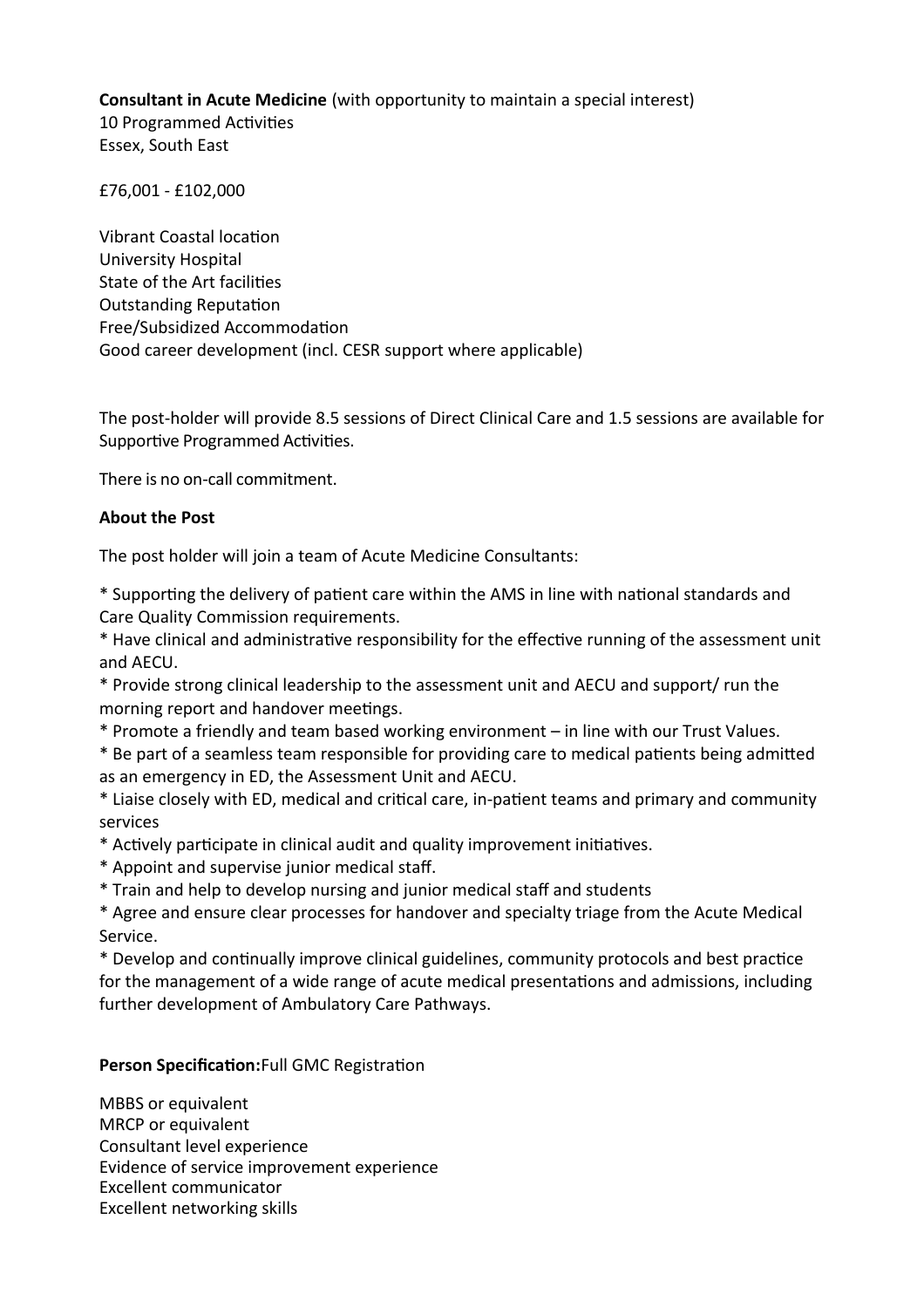**Consultant in Acute Medicine** (with opportunity to maintain a special interest)
10 Programmed Activities
Essex, South East

£76,001 - £102,000

Vibrant Coastal location
University Hospital
State of the Art facilities
Outstanding Reputation
Free/Subsidized Accommodation
Good career development (incl. CESR support where applicable)

The post-holder will provide 8.5 sessions of Direct Clinical Care and 1.5 sessions are available for Supportive Programmed Activities.

There is no on-call commitment.

**About the Post**

The post holder will join a team of Acute Medicine Consultants:

* Supporting the delivery of patient care within the AMS in line with national standards and Care Quality Commission requirements.
* Have clinical and administrative responsibility for the effective running of the assessment unit and AECU.
* Provide strong clinical leadership to the assessment unit and AECU and support/ run the morning report and handover meetings.
* Promote a friendly and team based working environment – in line with our Trust Values.
* Be part of a seamless team responsible for providing care to medical patients being admitted as an emergency in ED, the Assessment Unit and AECU.
* Liaise closely with ED, medical and critical care, in-patient teams and primary and community services
* Actively participate in clinical audit and quality improvement initiatives.
* Appoint and supervise junior medical staff.
* Train and help to develop nursing and junior medical staff and students
* Agree and ensure clear processes for handover and specialty triage from the Acute Medical Service.
* Develop and continually improve clinical guidelines, community protocols and best practice for the management of a wide range of acute medical presentations and admissions, including further development of Ambulatory Care Pathways.

**Person Specification:**Full GMC Registration

MBBS or equivalent
MRCP or equivalent
Consultant level experience
Evidence of service improvement experience
Excellent communicator
Excellent networking skills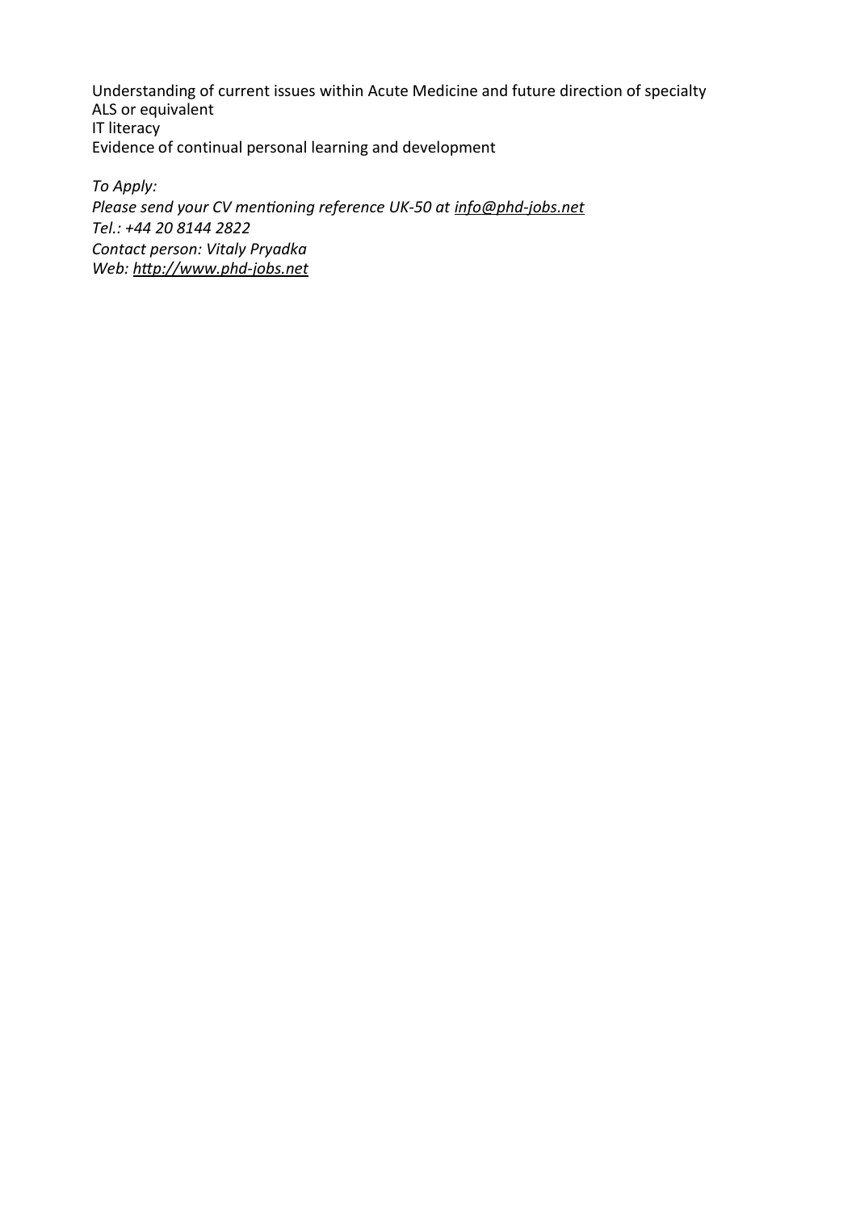Understanding of current issues within Acute Medicine and future direction of specialty
ALS or equivalent
IT literacy
Evidence of continual personal learning and development

*To Apply:*
*Please send your CV mentioning reference UK-50 at info@phd-jobs.net*
*Tel.: +44 20 8144 2822*
*Contact person: Vitaly Pryadka*
*Web: http://www.phd-jobs.net*